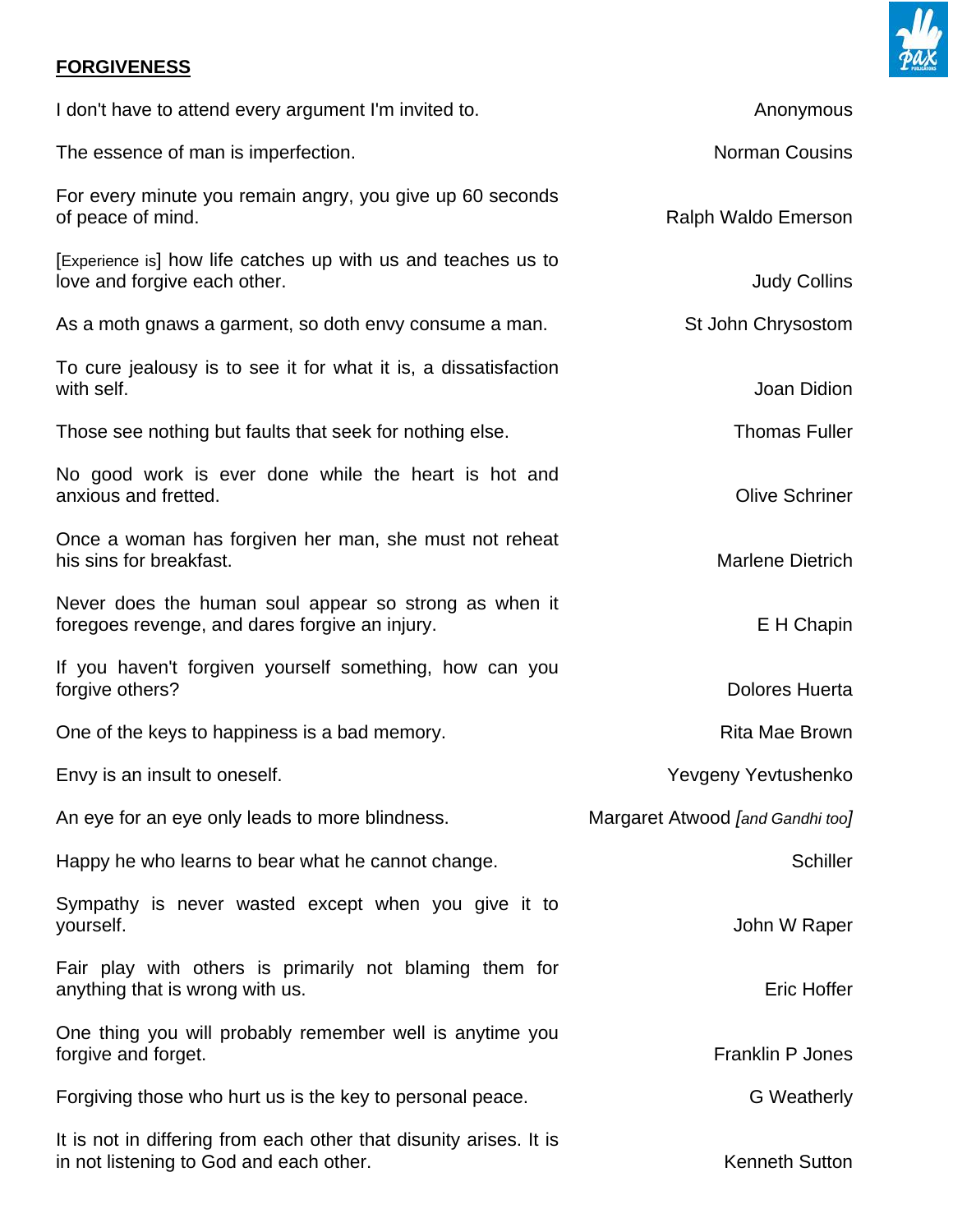## FORGIVENESS

| | |
|---|---|
| I don't have to attend every argument I'm invited to. | Anonymous |
| The essence of man is imperfection. | Norman Cousins |
| For every minute you remain angry, you give up 60 seconds of peace of mind. | Ralph Waldo Emerson |
| [Experience is] how life catches up with us and teaches us to love and forgive each other. | Judy Collins |
| As a moth gnaws a garment, so doth envy consume a man. | St John Chrysostom |
| To cure jealousy is to see it for what it is, a dissatisfaction with self. | Joan Didion |
| Those see nothing but faults that seek for nothing else. | Thomas Fuller |
| No good work is ever done while the heart is hot and anxious and fretted. | Olive Schriner |
| Once a woman has forgiven her man, she must not reheat his sins for breakfast. | Marlene Dietrich |
| Never does the human soul appear so strong as when it foregoes revenge, and dares forgive an injury. | E H Chapin |
| If you haven't forgiven yourself something, how can you forgive others? | Dolores Huerta |
| One of the keys to happiness is a bad memory. | Rita Mae Brown |
| Envy is an insult to oneself. | Yevgeny Yevtushenko |
| An eye for an eye only leads to more blindness. | Margaret Atwood *[and Gandhi too]* |
| Happy he who learns to bear what he cannot change. | Schiller |
| Sympathy is never wasted except when you give it to yourself. | John W Raper |
| Fair play with others is primarily not blaming them for anything that is wrong with us. | Eric Hoffer |
| One thing you will probably remember well is anytime you forgive and forget. | Franklin P Jones |
| Forgiving those who hurt us is the key to personal peace. | G Weatherly |
| It is not in differing from each other that disunity arises. It is in not listening to God and each other. | Kenneth Sutton |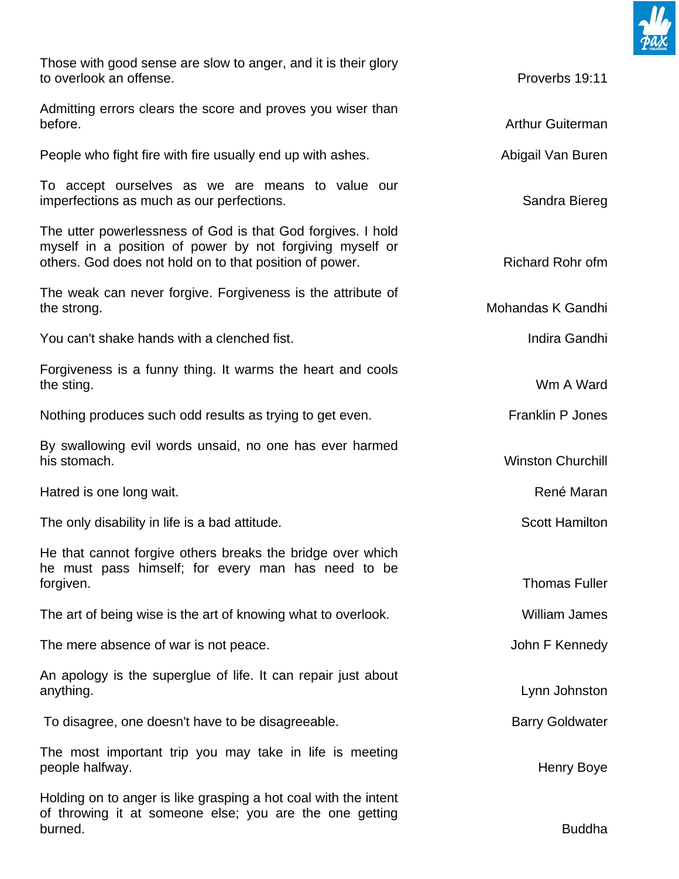Those with good sense are slow to anger, and it is their glory to overlook an offense. — Proverbs 19:11

Admitting errors clears the score and proves you wiser than before. — Arthur Guiterman

People who fight fire with fire usually end up with ashes. — Abigail Van Buren

To accept ourselves as we are means to value our imperfections as much as our perfections. — Sandra Biereg

The utter powerlessness of God is that God forgives. I hold myself in a position of power by not forgiving myself or others. God does not hold on to that position of power. — Richard Rohr ofm

The weak can never forgive. Forgiveness is the attribute of the strong. — Mohandas K Gandhi

You can't shake hands with a clenched fist. — Indira Gandhi

Forgiveness is a funny thing. It warms the heart and cools the sting. — Wm A Ward

Nothing produces such odd results as trying to get even. — Franklin P Jones

By swallowing evil words unsaid, no one has ever harmed his stomach. — Winston Churchill

Hatred is one long wait. — René Maran

The only disability in life is a bad attitude. — Scott Hamilton

He that cannot forgive others breaks the bridge over which he must pass himself; for every man has need to be forgiven. — Thomas Fuller

The art of being wise is the art of knowing what to overlook. — William James

The mere absence of war is not peace. — John F Kennedy

An apology is the superglue of life. It can repair just about anything. — Lynn Johnston

To disagree, one doesn't have to be disagreeable. — Barry Goldwater

The most important trip you may take in life is meeting people halfway. — Henry Boye

Holding on to anger is like grasping a hot coal with the intent of throwing it at someone else; you are the one getting burned. — Buddha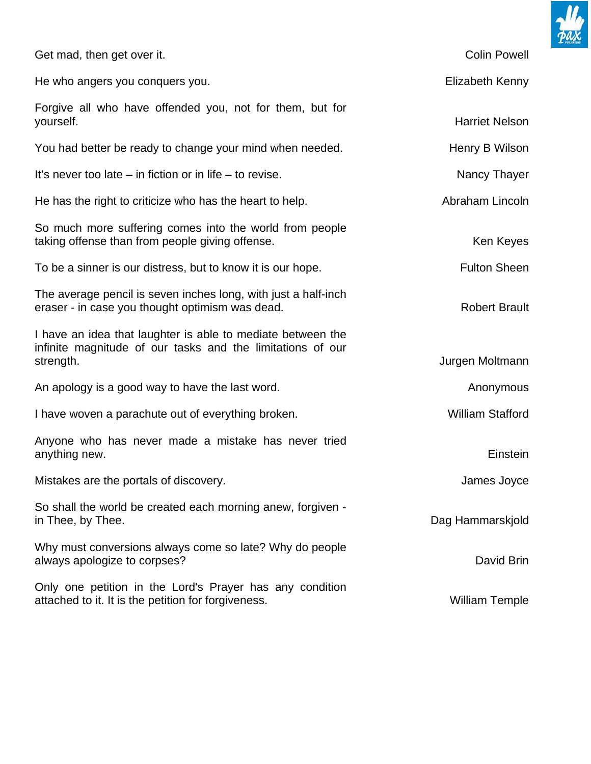| | |
|---|---|
| Get mad, then get over it. | Colin Powell |
| He who angers you conquers you. | Elizabeth Kenny |
| Forgive all who have offended you, not for them, but for yourself. | Harriet Nelson |
| You had better be ready to change your mind when needed. | Henry B Wilson |
| It's never too late – in fiction or in life – to revise. | Nancy Thayer |
| He has the right to criticize who has the heart to help. | Abraham Lincoln |
| So much more suffering comes into the world from people taking offense than from people giving offense. | Ken Keyes |
| To be a sinner is our distress, but to know it is our hope. | Fulton Sheen |
| The average pencil is seven inches long, with just a half-inch eraser - in case you thought optimism was dead. | Robert Brault |
| I have an idea that laughter is able to mediate between the infinite magnitude of our tasks and the limitations of our strength. | Jurgen Moltmann |
| An apology is a good way to have the last word. | Anonymous |
| I have woven a parachute out of everything broken. | William Stafford |
| Anyone who has never made a mistake has never tried anything new. | Einstein |
| Mistakes are the portals of discovery. | James Joyce |
| So shall the world be created each morning anew, forgiven - in Thee, by Thee. | Dag Hammarskjold |
| Why must conversions always come so late? Why do people always apologize to corpses? | David Brin |
| Only one petition in the Lord's Prayer has any condition attached to it. It is the petition for forgiveness. | William Temple |